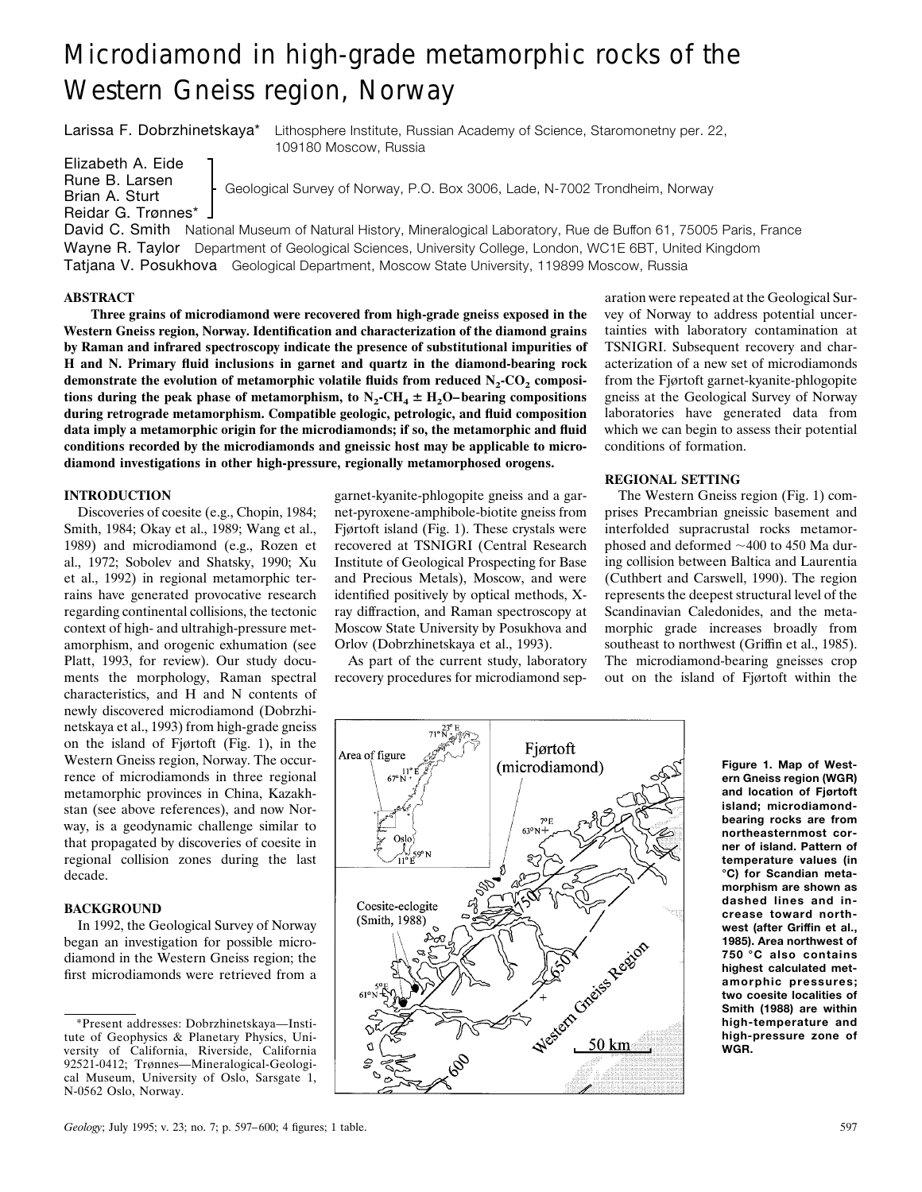# Microdiamond in high-grade metamorphic rocks of the Western Gneiss region, Norway

**Larissa F. Dobrzhinetskaya*** Lithosphere Institute, Russian Academy of Science, Staromonetny per. 22, 109180 Moscow, Russia

**Elizabeth A. Eide, Rune B. Larsen, Brian A. Sturt, Reidar G. Trønnes*** Geological Survey of Norway, P.O. Box 3006, Lade, N-7002 Trondheim, Norway

**David C. Smith** National Museum of Natural History, Mineralogical Laboratory, Rue de Buffon 61, 75005 Paris, France

**Wayne R. Taylor** Department of Geological Sciences, University College, London, WC1E 6BT, United Kingdom

**Tatjana V. Posukhova** Geological Department, Moscow State University, 119899 Moscow, Russia

## ABSTRACT

**Three grains of microdiamond were recovered from high-grade gneiss exposed in the Western Gneiss region, Norway. Identification and characterization of the diamond grains by Raman and infrared spectroscopy indicate the presence of substitutional impurities of H and N. Primary fluid inclusions in garnet and quartz in the diamond-bearing rock demonstrate the evolution of metamorphic volatile fluids from reduced $N_2$-$CO_2$ compositions during the peak phase of metamorphism, to $N_2$-$CH_4$ ± $H_2O$–bearing compositions during retrograde metamorphism. Compatible geologic, petrologic, and fluid composition data imply a metamorphic origin for the microdiamonds; if so, the metamorphic and fluid conditions recorded by the microdiamonds and gneissic host may be applicable to microdiamond investigations in other high-pressure, regionally metamorphosed orogens.**

## INTRODUCTION

Discoveries of coesite (e.g., Chopin, 1984; Smith, 1984; Okay et al., 1989; Wang et al., 1989) and microdiamond (e.g., Rozen et al., 1972; Sobolev and Shatsky, 1990; Xu et al., 1992) in regional metamorphic terrains have generated provocative research regarding continental collisions, the tectonic context of high- and ultrahigh-pressure metamorphism, and orogenic exhumation (see Platt, 1993, for review). Our study documents the morphology, Raman spectral characteristics, and H and N contents of newly discovered microdiamond (Dobrzhinetskaya et al., 1993) from high-grade gneiss on the island of Fjørtoft (Fig. 1), in the Western Gneiss region, Norway. The occurrence of microdiamonds in three regional metamorphic provinces in China, Kazakhstan (see above references), and now Norway, is a geodynamic challenge similar to that propagated by discoveries of coesite in regional collision zones during the last decade.

## BACKGROUND

In 1992, the Geological Survey of Norway began an investigation for possible microdiamond in the Western Gneiss region; the first microdiamonds were retrieved from a garnet-kyanite-phlogopite gneiss and a garnet-pyroxene-amphibole-biotite gneiss from Fjørtoft island (Fig. 1). These crystals were recovered at TSNIGRI (Central Research Institute of Geological Prospecting for Base and Precious Metals), Moscow, and were identified positively by optical methods, X-ray diffraction, and Raman spectroscopy at Moscow State University by Posukhova and Orlov (Dobrzhinetskaya et al., 1993).

As part of the current study, laboratory recovery procedures for microdiamond separation were repeated at the Geological Survey of Norway to address potential uncertainties with laboratory contamination at TSNIGRI. Subsequent recovery and characterization of a new set of microdiamonds from the Fjørtoft garnet-kyanite-phlogopite gneiss at the Geological Survey of Norway laboratories have generated data from which we can begin to assess their potential conditions of formation.

## REGIONAL SETTING

The Western Gneiss region (Fig. 1) comprises Precambrian gneissic basement and interfolded supracrustal rocks metamorphosed and deformed ~400 to 450 Ma during collision between Baltica and Laurentia (Cuthbert and Carswell, 1990). The region represents the deepest structural level of the Scandinavian Caledonides, and the metamorphic grade increases broadly from southeast to northwest (Griffin et al., 1985). The microdiamond-bearing gneisses crop out on the island of Fjørtoft within the

**Figure 1. Map of Western Gneiss region (WGR) and location of Fjørtoft island; microdiamond-bearing rocks are from northeasternmost corner of island. Pattern of temperature values (in °C) for Scandian metamorphism are shown as dashed lines and increase toward northwest (after Griffin et al., 1985). Area northwest of 750 °C also contains highest calculated metamorphic pressures; two coesite localities of Smith (1988) are within high-temperature and high-pressure zone of WGR.**

*Present addresses: Dobrzhinetskaya—Institute of Geophysics & Planetary Physics, University of California, Riverside, California 92521-0412; Trønnes—Mineralogical-Geological Museum, University of Oslo, Sarsgate 1, N-0562 Oslo, Norway.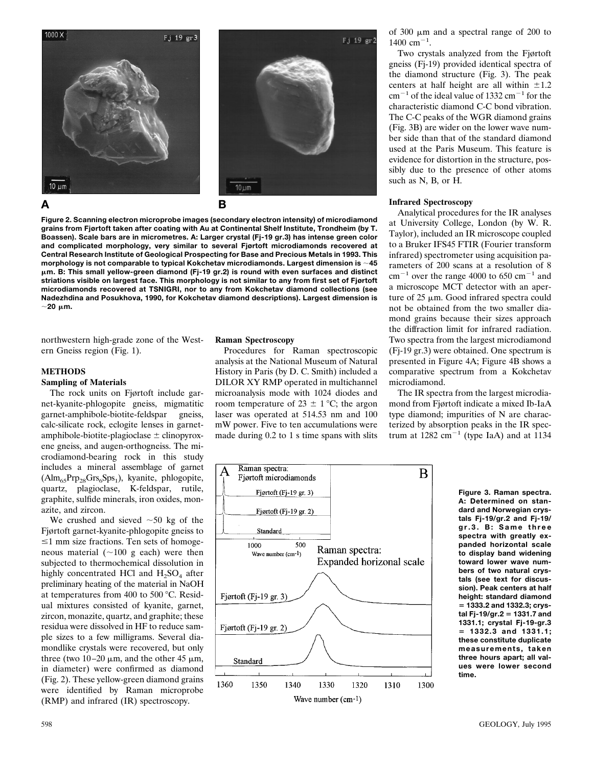**Figure 2. Scanning electron microprobe images (secondary electron intensity) of microdiamond grains from Fjørtoft taken after coating with Au at Continental Shelf Institute, Trondheim (by T. Boassen). Scale bars are in micrometres. A: Larger crystal (Fj-19 gr.3) has intense green color and complicated morphology, very similar to several Fjørtoft microdiamonds recovered at Central Research Institute of Geological Prospecting for Base and Precious Metals in 1993. This morphology is not comparable to typical Kokchetav microdiamonds. Largest dimension is ~45 μm. B: This small yellow-green diamond (Fj-19 gr.2) is round with even surfaces and distinct striations visible on largest face. This morphology is not similar to any from first set of Fjørtoft microdiamonds recovered at TSNIGRI, nor to any from Kokchetav diamond collections (see Nadezhdina and Posukhova, 1990, for Kokchetav diamond descriptions). Largest dimension is ~20 μm.**

northwestern high-grade zone of the Western Gneiss region (Fig. 1).

## METHODS

### Sampling of Materials

The rock units on Fjørtoft include garnet-kyanite-phlogopite gneiss, migmatitic garnet-amphibole-biotite-feldspar gneiss, calc-silicate rock, eclogite lenses in garnet-amphibole-biotite-plagioclase ± clinopyroxene gneiss, and augen-orthogneiss. The microdiamond-bearing rock in this study includes a mineral assemblage of garnet ($Alm_{65}Prp_{28}Grs_6Sps_1$), kyanite, phlogopite, quartz, plagioclase, K-feldspar, rutile, graphite, sulfide minerals, iron oxides, monazite, and zircon.

We crushed and sieved ~50 kg of the Fjørtoft garnet-kyanite-phlogopite gneiss to ≤1 mm size fractions. Ten sets of homogeneous material (~100 g each) were then subjected to thermochemical dissolution in highly concentrated HCl and $H_2SO_4$ after preliminary heating of the material in NaOH at temperatures from 400 to 500 °C. Residual mixtures consisted of kyanite, garnet, zircon, monazite, quartz, and graphite; these residua were dissolved in HF to reduce sample sizes to a few milligrams. Several diamondlike crystals were recovered, but only three (two 10–20 μm, and the other 45 μm, in diameter) were confirmed as diamond (Fig. 2). These yellow-green diamond grains were identified by Raman microprobe (RMP) and infrared (IR) spectroscopy.

### Raman Spectroscopy

Procedures for Raman spectroscopic analysis at the National Museum of Natural History in Paris (by D. C. Smith) included a DILOR XY RMP operated in multichannel microanalysis mode with 1024 diodes and room temperature of 23 ± 1 °C; the argon laser was operated at 514.53 nm and 100 mW power. Five to ten accumulations were made during 0.2 to 1 s time spans with slits of 300 μm and a spectral range of 200 to 1400 $cm^{-1}$.

Two crystals analyzed from the Fjørtoft gneiss (Fj-19) provided identical spectra of the diamond structure (Fig. 3). The peak centers at half height are all within ±1.2 $cm^{-1}$ of the ideal value of 1332 $cm^{-1}$ for the characteristic diamond C-C bond vibration. The C-C peaks of the WGR diamond grains (Fig. 3B) are wider on the lower wave number side than that of the standard diamond used at the Paris Museum. This feature is evidence for distortion in the structure, possibly due to the presence of other atoms such as N, B, or H.

### Infrared Spectroscopy

Analytical procedures for the IR analyses at University College, London (by W. R. Taylor), included an IR microscope coupled to a Bruker IFS45 FTIR (Fourier transform infrared) spectrometer using acquisition parameters of 200 scans at a resolution of 8 $cm^{-1}$ over the range 4000 to 650 $cm^{-1}$ and a microscope MCT detector with an aperture of 25 μm. Good infrared spectra could not be obtained from the two smaller diamond grains because their sizes approach the diffraction limit for infrared radiation. Two spectra from the largest microdiamond (Fj-19 gr.3) were obtained. One spectrum is presented in Figure 4A; Figure 4B shows a comparative spectrum from a Kokchetav microdiamond.

The IR spectra from the largest microdiamond from Fjørtoft indicate a mixed Ib-IaA type diamond; impurities of N are characterized by absorption peaks in the IR spectrum at 1282 $cm^{-1}$ (type IaA) and at 1134

**Figure 3. Raman spectra. A: Determined on standard and Norwegian crystals Fj-19/gr.2 and Fj-19/gr.3. B: Same three spectra with greatly expanded horizontal scale to display band widening toward lower wave numbers of two natural crystals (see text for discussion). Peak centers at half height: standard diamond = 1333.2 and 1332.3; crystal Fj-19/gr.2 = 1331.7 and 1331.1; crystal Fj-19-gr.3 = 1332.3 and 1331.1; these constitute duplicate measurements, taken three hours apart; all values were lower second time.**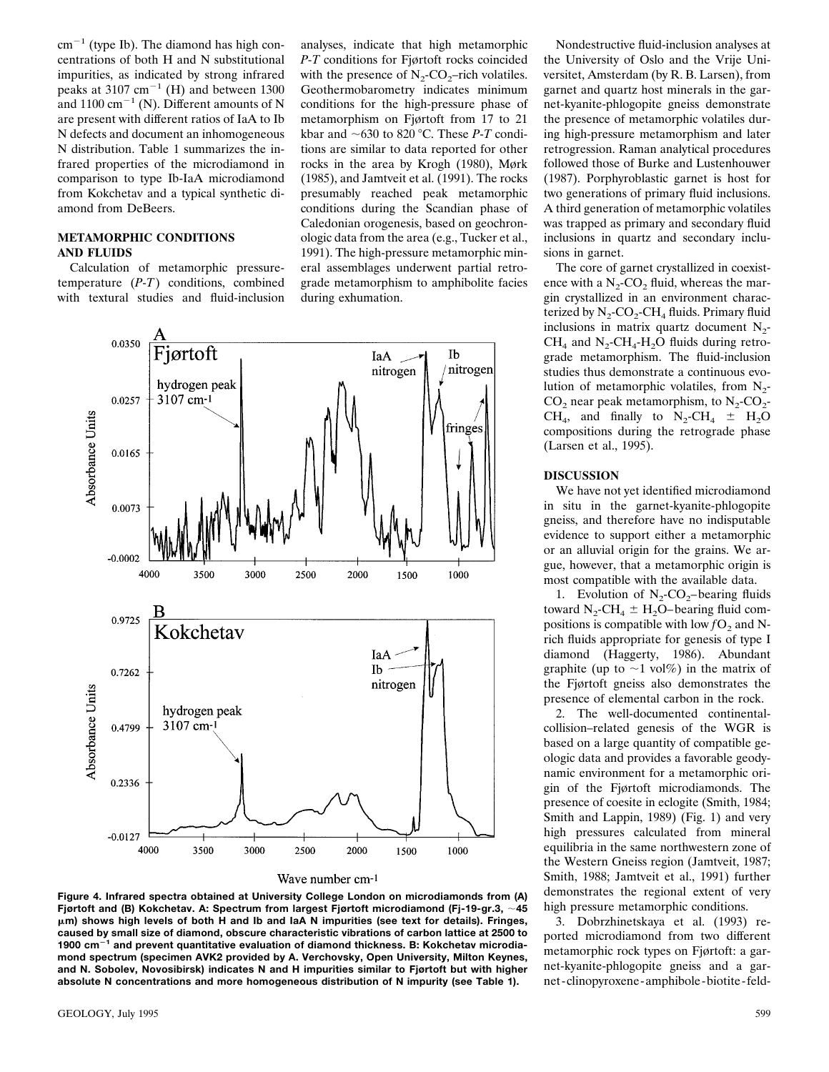$cm^{-1}$ (type Ib). The diamond has high concentrations of both H and N substitutional impurities, as indicated by strong infrared peaks at 3107 $cm^{-1}$ (H) and between 1300 and 1100 $cm^{-1}$ (N). Different amounts of N are present with different ratios of IaA to Ib N defects and document an inhomogeneous N distribution. Table 1 summarizes the infrared properties of the microdiamond in comparison to type Ib-IaA microdiamond from Kokchetav and a typical synthetic diamond from DeBeers.

## METAMORPHIC CONDITIONS AND FLUIDS

Calculation of metamorphic pressure-temperature (*P-T*) conditions, combined with textural studies and fluid-inclusion analyses, indicate that high metamorphic *P-T* conditions for Fjørtoft rocks coincided with the presence of $N_2$-$CO_2$–rich volatiles. Geothermobarometry indicates minimum conditions for the high-pressure phase of metamorphism on Fjørtoft from 17 to 21 kbar and ~630 to 820 °C. These *P-T* conditions are similar to data reported for other rocks in the area by Krogh (1980), Mørk (1985), and Jamtveit et al. (1991). The rocks presumably reached peak metamorphic conditions during the Scandian phase of Caledonian orogenesis, based on geochronologic data from the area (e.g., Tucker et al., 1991). The high-pressure metamorphic mineral assemblages underwent partial retrograde metamorphism to amphibolite facies during exhumation.

Nondestructive fluid-inclusion analyses at the University of Oslo and the Vrije Universitet, Amsterdam (by R. B. Larsen), from garnet and quartz host minerals in the garnet-kyanite-phlogopite gneiss demonstrate the presence of metamorphic volatiles during high-pressure metamorphism and later retrogression. Raman analytical procedures followed those of Burke and Lustenhouwer (1987). Porphyroblastic garnet is host for two generations of primary fluid inclusions. A third generation of metamorphic volatiles was trapped as primary and secondary fluid inclusions in quartz and secondary inclusions in garnet.

The core of garnet crystallized in coexistence with a $N_2$-$CO_2$ fluid, whereas the margin crystallized in an environment characterized by $N_2$-$CO_2$-$CH_4$ fluids. Primary fluid inclusions in matrix quartz document $N_2$-$CH_4$ and $N_2$-$CH_4$-$H_2O$ fluids during retrograde metamorphism. The fluid-inclusion studies thus demonstrate a continuous evolution of metamorphic volatiles, from $N_2$-$CO_2$ near peak metamorphism, to $N_2$-$CO_2$-$CH_4$, and finally to $N_2$-$CH_4$ ± $H_2O$ compositions during the retrograde phase (Larsen et al., 1995).

**Figure 4. Infrared spectra obtained at University College London on microdiamonds from (A) Fjørtoft and (B) Kokchetav. A: Spectrum from largest Fjørtoft microdiamond (Fj-19-gr.3, ~45 μm) shows high levels of both H and Ib and IaA N impurities (see text for details). Fringes, caused by small size of diamond, obscure characteristic vibrations of carbon lattice at 2500 to 1900 $cm^{-1}$ and prevent quantitative evaluation of diamond thickness. B: Kokchetav microdiamond spectrum (specimen AVK2 provided by A. Verchovsky, Open University, Milton Keynes, and N. Sobolev, Novosibirsk) indicates N and H impurities similar to Fjørtoft but with higher absolute N concentrations and more homogeneous distribution of N impurity (see Table 1).**

## DISCUSSION

We have not yet identified microdiamond in situ in the garnet-kyanite-phlogopite gneiss, and therefore have no indisputable evidence to support either a metamorphic or an alluvial origin for the grains. We argue, however, that a metamorphic origin is most compatible with the available data.

1. Evolution of $N_2$-$CO_2$–bearing fluids toward $N_2$-$CH_4$ ± $H_2O$–bearing fluid compositions is compatible with low $fO_2$ and N-rich fluids appropriate for genesis of type I diamond (Haggerty, 1986). Abundant graphite (up to ~1 vol%) in the matrix of the Fjørtoft gneiss also demonstrates the presence of elemental carbon in the rock.

2. The well-documented continental-collision–related genesis of the WGR is based on a large quantity of compatible geologic data and provides a favorable geodynamic environment for a metamorphic origin of the Fjørtoft microdiamonds. The presence of coesite in eclogite (Smith, 1984; Smith and Lappin, 1989) (Fig. 1) and very high pressures calculated from mineral equilibria in the same northwestern zone of the Western Gneiss region (Jamtveit, 1987; Smith, 1988; Jamtveit et al., 1991) further demonstrates the regional extent of very high pressure metamorphic conditions.

3. Dobrzhinetskaya et al. (1993) reported microdiamond from two different metamorphic rock types on Fjørtoft: a garnet-kyanite-phlogopite gneiss and a garnet-clinopyroxene-amphibole-biotite-feld-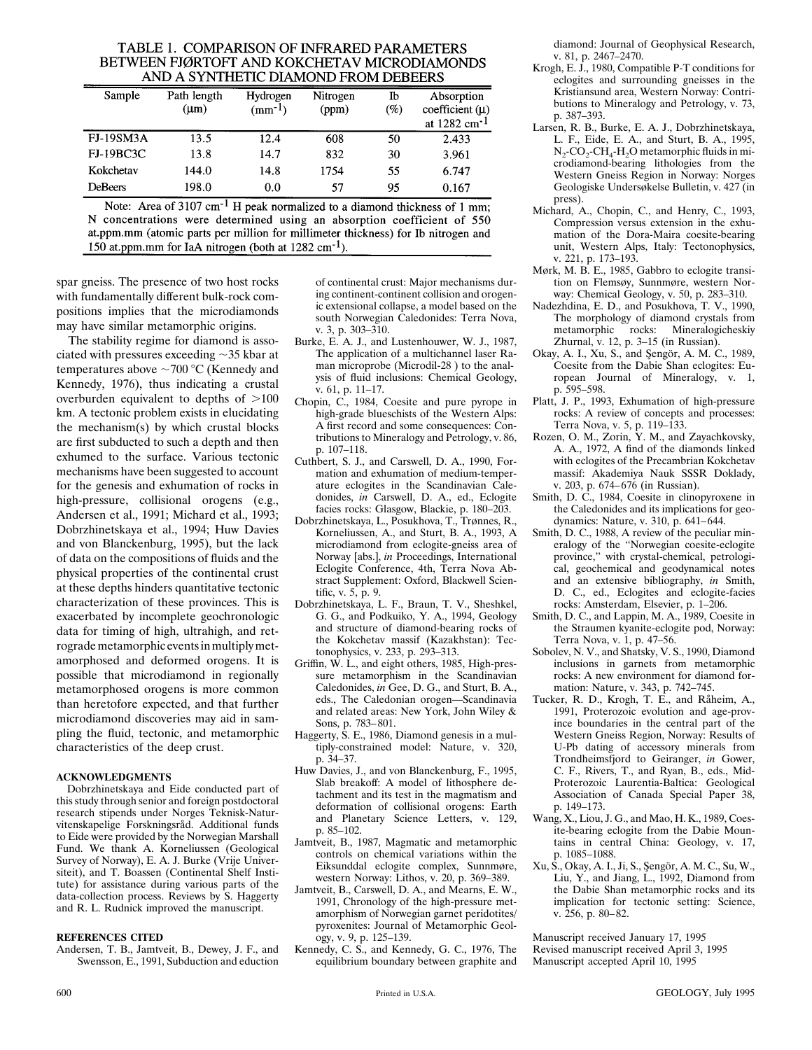TABLE 1. COMPARISON OF INFRARED PARAMETERS BETWEEN FJØRTOFT AND KOKCHETAV MICRODIAMONDS AND A SYNTHETIC DIAMOND FROM DEBEERS

| Sample | Path length (μm) | Hydrogen ($mm^{-1}$) | Nitrogen (ppm) | Ib (%) | Absorption coefficient (μ) at 1282 $cm^{-1}$ |
|---|---|---|---|---|---|
| FJ-19SM3A | 13.5 | 12.4 | 608 | 50 | 2.433 |
| FJ-19BC3C | 13.8 | 14.7 | 832 | 30 | 3.961 |
| Kokchetav | 144.0 | 14.8 | 1754 | 55 | 6.747 |
| DeBeers | 198.0 | 0.0 | 57 | 95 | 0.167 |

Note: Area of 3107 $cm^{-1}$ H peak normalized to a diamond thickness of 1 mm; N concentrations were determined using an absorption coefficient of 550 at.ppm.mm (atomic parts per million for millimeter thickness) for Ib nitrogen and 150 at.ppm.mm for IaA nitrogen (both at 1282 $cm^{-1}$).

spar gneiss. The presence of two host rocks with fundamentally different bulk-rock compositions implies that the microdiamonds may have similar metamorphic origins.

The stability regime for diamond is associated with pressures exceeding ~35 kbar at temperatures above ~700 °C (Kennedy and Kennedy, 1976), thus indicating a crustal overburden equivalent to depths of >100 km. A tectonic problem exists in elucidating the mechanism(s) by which crustal blocks are first subducted to such a depth and then exhumed to the surface. Various tectonic mechanisms have been suggested to account for the genesis and exhumation of rocks in high-pressure, collisional orogens (e.g., Andersen et al., 1991; Michard et al., 1993; Dobrzhinetskaya et al., 1994; Huw Davies and von Blanckenburg, 1995), but the lack of data on the compositions of fluids and the physical properties of the continental crust at these depths hinders quantitative tectonic characterization of these provinces. This is exacerbated by incomplete geochronologic data for timing of high, ultrahigh, and retrograde metamorphic events in multiply metamorphosed and deformed orogens. It is possible that microdiamond in regionally metamorphosed orogens is more common than heretofore expected, and that further microdiamond discoveries may aid in sampling the fluid, tectonic, and metamorphic characteristics of the deep crust.

## ACKNOWLEDGMENTS

Dobrzhinetskaya and Eide conducted part of this study through senior and foreign postdoctoral research stipends under Norges Teknisk-Naturvitenskapelige Forskningsråd. Additional funds to Eide were provided by the Norwegian Marshall Fund. We thank A. Korneliussen (Geological Survey of Norway), E. A. J. Burke (Vrije Universiteit), and T. Boassen (Continental Shelf Institute) for assistance during various parts of the data-collection process. Reviews by S. Haggerty and R. L. Rudnick improved the manuscript.

## REFERENCES CITED

Andersen, T. B., Jamtveit, B., Dewey, J. F., and Swensson, E., 1991, Subduction and eduction of continental crust: Major mechanisms during continent-continent collision and orogenic extensional collapse, a model based on the south Norwegian Caledonides: Terra Nova, v. 3, p. 303–310.

Burke, E. A. J., and Lustenhouwer, W. J., 1987, The application of a multichannel laser Raman microprobe (Microdil-28 ) to the analysis of fluid inclusions: Chemical Geology, v. 61, p. 11–17.

Chopin, C., 1984, Coesite and pure pyrope in high-grade blueschists of the Western Alps: A first record and some consequences: Contributions to Mineralogy and Petrology, v. 86, p. 107–118.

Cuthbert, S. J., and Carswell, D. A., 1990, Formation and exhumation of medium-temperature eclogites in the Scandinavian Caledonides, *in* Carswell, D. A., ed., Eclogite facies rocks: Glasgow, Blackie, p. 180–203.

Dobrzhinetskaya, L., Posukhova, T., Trønnes, R., Korneliussen, A., and Sturt, B. A., 1993, A microdiamond from eclogite-gneiss area of Norway [abs.], *in* Proceedings, International Eclogite Conference, 4th, Terra Nova Abstract Supplement: Oxford, Blackwell Scientific, v. 5, p. 9.

Dobrzhinetskaya, L. F., Braun, T. V., Sheshkel, G. G., and Podkuiko, Y. A., 1994, Geology and structure of diamond-bearing rocks of the Kokchetav massif (Kazakhstan): Tectonophysics, v. 233, p. 293–313.

Griffin, W. L., and eight others, 1985, High-pressure metamorphism in the Scandinavian Caledonides, *in* Gee, D. G., and Sturt, B. A., eds., The Caledonian orogen—Scandinavia and related areas: New York, John Wiley & Sons, p. 783–801.

Haggerty, S. E., 1986, Diamond genesis in a multiply-constrained model: Nature, v. 320, p. 34–37.

Huw Davies, J., and von Blanckenburg, F., 1995, Slab breakoff: A model of lithosphere detachment and its test in the magmatism and deformation of collisional orogens: Earth and Planetary Science Letters, v. 129, p. 85–102.

Jamtveit, B., 1987, Magmatic and metamorphic controls on chemical variations within the Eiksunddal eclogite complex, Sunnmøre, western Norway: Lithos, v. 20, p. 369–389.

Jamtveit, B., Carswell, D. A., and Mearns, E. W., 1991, Chronology of the high-pressure metamorphism of Norwegian garnet peridotites/pyroxenites: Journal of Metamorphic Geology, v. 9, p. 125–139.

Kennedy, C. S., and Kennedy, G. C., 1976, The equilibrium boundary between graphite and diamond: Journal of Geophysical Research, v. 81, p. 2467–2470.

Krogh, E. J., 1980, Compatible P-T conditions for eclogites and surrounding gneisses in the Kristiansund area, Western Norway: Contributions to Mineralogy and Petrology, v. 73, p. 387–393.

Larsen, R. B., Burke, E. A. J., Dobrzhinetskaya, L. F., Eide, E. A., and Sturt, B. A., 1995, $N_2$-$CO_2$-$CH_4$-$H_2O$ metamorphic fluids in microdiamond-bearing lithologies from the Western Gneiss Region in Norway: Norges Geologiske Undersøkelse Bulletin, v. 427 (in press).

Michard, A., Chopin, C., and Henry, C., 1993, Compression versus extension in the exhumation of the Dora-Maira coesite-bearing unit, Western Alps, Italy: Tectonophysics, v. 221, p. 173–193.

Mørk, M. B. E., 1985, Gabbro to eclogite transition on Flemsøy, Sunnmøre, western Norway: Chemical Geology, v. 50, p. 283–310.

Nadezhdina, E. D., and Posukhova, T. V., 1990, The morphology of diamond crystals from metamorphic rocks: Mineralogicheskiy Zhurnal, v. 12, p. 3–15 (in Russian).

Okay, A. I., Xu, S., and Şengör, A. M. C., 1989, Coesite from the Dabie Shan eclogites: European Journal of Mineralogy, v. 1, p. 595–598.

Platt, J. P., 1993, Exhumation of high-pressure rocks: A review of concepts and processes: Terra Nova, v. 5, p. 119–133.

Rozen, O. M., Zorin, Y. M., and Zayachkovsky, A. A., 1972, A find of the diamonds linked with eclogites of the Precambrian Kokchetav massif: Akademiya Nauk SSSR Doklady, v. 203, p. 674–676 (in Russian).

Smith, D. C., 1984, Coesite in clinopyroxene in the Caledonides and its implications for geodynamics: Nature, v. 310, p. 641–644.

Smith, D. C., 1988, A review of the peculiar mineralogy of the "Norwegian coesite-eclogite province," with crystal-chemical, petrological, geochemical and geodynamical notes and an extensive bibliography, *in* Smith, D. C., ed., Eclogites and eclogite-facies rocks: Amsterdam, Elsevier, p. 1–206.

Smith, D. C., and Lappin, M. A., 1989, Coesite in the Straumen kyanite-eclogite pod, Norway: Terra Nova, v. 1, p. 47–56.

Sobolev, N. V., and Shatsky, V. S., 1990, Diamond inclusions in garnets from metamorphic rocks: A new environment for diamond formation: Nature, v. 343, p. 742–745.

Tucker, R. D., Krogh, T. E., and Råheim, A., 1991, Proterozoic evolution and age-province boundaries in the central part of the Western Gneiss Region, Norway: Results of U-Pb dating of accessory minerals from Trondheimsfjord to Geiranger, *in* Gower, C. F., Rivers, T., and Ryan, B., eds., Mid-Proterozoic Laurentia-Baltica: Geological Association of Canada Special Paper 38, p. 149–173.

Wang, X., Liou, J. G., and Mao, H. K., 1989, Coesite-bearing eclogite from the Dabie Mountains in central China: Geology, v. 17, p. 1085–1088.

Xu, S., Okay, A. I., Ji, S., Şengör, A. M. C., Su, W., Liu, Y., and Jiang, L., 1992, Diamond from the Dabie Shan metamorphic rocks and its implication for tectonic setting: Science, v. 256, p. 80–82.

Manuscript received January 17, 1995
Revised manuscript received April 3, 1995
Manuscript accepted April 10, 1995

Printed in U.S.A.